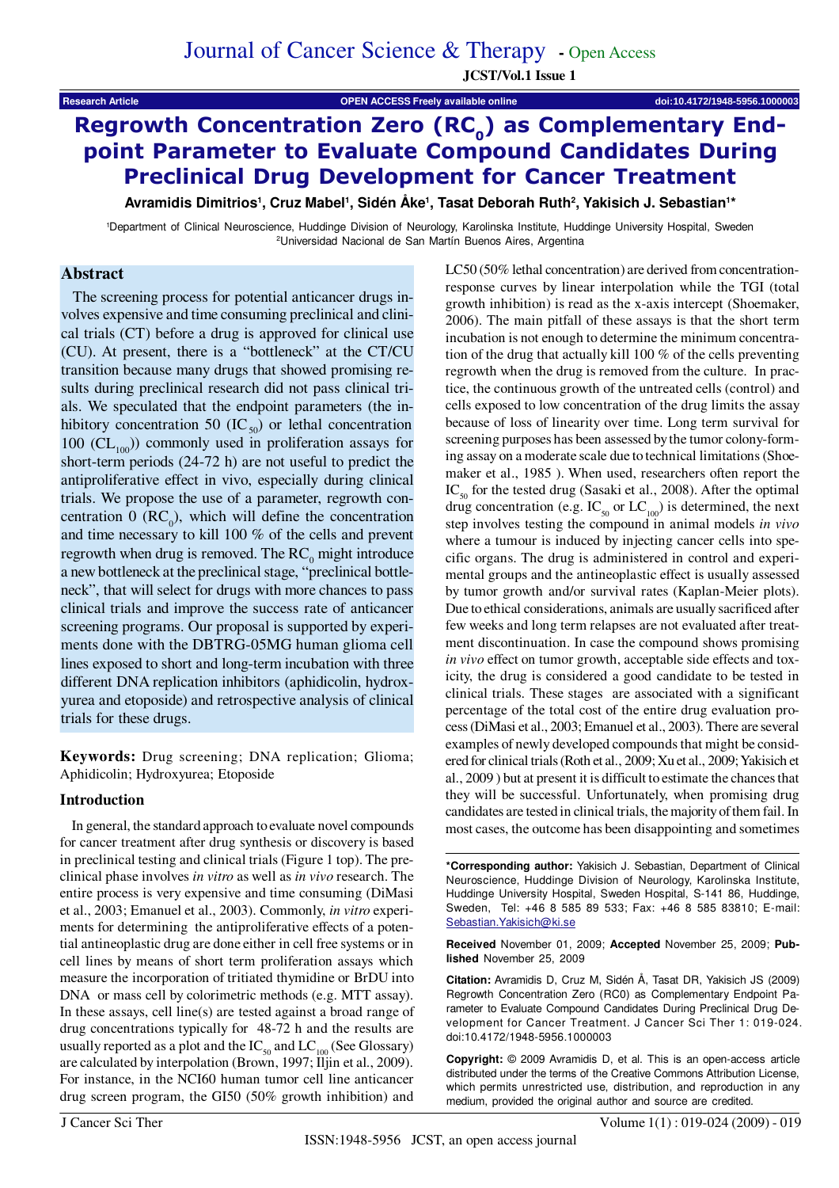Research Article

# Regrowth Concentration Zero ($RC_0$) as Complementary Endpoint Parameter to Evaluate Compound Candidates During Preclinical Drug Development for Cancer Treatment

**Avramidis Dimitrios[1], Cruz Mabel[1], Sidén Åke[1], Tasat Deborah Ruth[2], Yakisich J. Sebastian[1]***

[1]Department of Clinical Neuroscience, Huddinge Division of Neurology, Karolinska Institute, Huddinge University Hospital, Sweden
[2]Universidad Nacional de San Martín Buenos Aires, Argentina

## Abstract

The screening process for potential anticancer drugs involves expensive and time consuming preclinical and clinical trials (CT) before a drug is approved for clinical use (CU). At present, there is a "bottleneck" at the CT/CU transition because many drugs that showed promising results during preclinical research did not pass clinical trials. We speculated that the endpoint parameters (the inhibitory concentration 50 ($IC_{50}$) or lethal concentration 100 ($CL_{100}$)) commonly used in proliferation assays for short-term periods (24-72 h) are not useful to predict the antiproliferative effect in vivo, especially during clinical trials. We propose the use of a parameter, regrowth concentration 0 ($RC_0$), which will define the concentration and time necessary to kill 100 % of the cells and prevent regrowth when drug is removed. The $RC_0$ might introduce a new bottleneck at the preclinical stage, "preclinical bottleneck", that will select for drugs with more chances to pass clinical trials and improve the success rate of anticancer screening programs. Our proposal is supported by experiments done with the DBTRG-05MG human glioma cell lines exposed to short and long-term incubation with three different DNA replication inhibitors (aphidicolin, hydroxyurea and etoposide) and retrospective analysis of clinical trials for these drugs.

**Keywords:** Drug screening; DNA replication; Glioma; Aphidicolin; Hydroxyurea; Etoposide

## Introduction

In general, the standard approach to evaluate novel compounds for cancer treatment after drug synthesis or discovery is based in preclinical testing and clinical trials (Figure 1 top). The preclinical phase involves *in vitro* as well as *in vivo* research. The entire process is very expensive and time consuming (DiMasi et al., 2003; Emanuel et al., 2003). Commonly, *in vitro* experiments for determining the antiproliferative effects of a potential antineoplastic drug are done either in cell free systems or in cell lines by means of short term proliferation assays which measure the incorporation of tritiated thymidine or BrDU into DNA or mass cell by colorimetric methods (e.g. MTT assay). In these assays, cell line(s) are tested against a broad range of drug concentrations typically for 48-72 h and the results are usually reported as a plot and the $IC_{50}$ and $LC_{100}$ (See Glossary) are calculated by interpolation (Brown, 1997; Iljin et al., 2009). For instance, in the NCI60 human tumor cell line anticancer drug screen program, the GI50 (50% growth inhibition) and LC50 (50% lethal concentration) are derived from concentration-response curves by linear interpolation while the TGI (total growth inhibition) is read as the x-axis intercept (Shoemaker, 2006). The main pitfall of these assays is that the short term incubation is not enough to determine the minimum concentration of the drug that actually kill 100 % of the cells preventing regrowth when the drug is removed from the culture. In practice, the continuous growth of the untreated cells (control) and cells exposed to low concentration of the drug limits the assay because of loss of linearity over time. Long term survival for screening purposes has been assessed by the tumor colony-forming assay on a moderate scale due to technical limitations (Shoemaker et al., 1985 ). When used, researchers often report the $IC_{50}$ for the tested drug (Sasaki et al., 2008). After the optimal drug concentration (e.g. $IC_{50}$ or $LC_{100}$) is determined, the next step involves testing the compound in animal models *in vivo* where a tumour is induced by injecting cancer cells into specific organs. The drug is administered in control and experimental groups and the antineoplastic effect is usually assessed by tumor growth and/or survival rates (Kaplan-Meier plots). Due to ethical considerations, animals are usually sacrificed after few weeks and long term relapses are not evaluated after treatment discontinuation. In case the compound shows promising *in vivo* effect on tumor growth, acceptable side effects and toxicity, the drug is considered a good candidate to be tested in clinical trials. These stages are associated with a significant percentage of the total cost of the entire drug evaluation process (DiMasi et al., 2003; Emanuel et al., 2003). There are several examples of newly developed compounds that might be considered for clinical trials (Roth et al., 2009; Xu et al., 2009; Yakisich et al., 2009 ) but at present it is difficult to estimate the chances that they will be successful. Unfortunately, when promising drug candidates are tested in clinical trials, the majority of them fail. In most cases, the outcome has been disappointing and sometimes

***Corresponding author:** Yakisich J. Sebastian, Department of Clinical Neuroscience, Huddinge Division of Neurology, Karolinska Institute, Huddinge University Hospital, Sweden Hospital, S-141 86, Huddinge, Sweden, Tel: +46 8 585 89 533; Fax: +46 8 585 83810; E-mail: Sebastian.Yakisich@ki.se

**Received** November 01, 2009; **Accepted** November 25, 2009; **Published** November 25, 2009

**Citation:** Avramidis D, Cruz M, Sidén Å, Tasat DR, Yakisich JS (2009) Regrowth Concentration Zero (RC0) as Complementary Endpoint Parameter to Evaluate Compound Candidates During Preclinical Drug Development for Cancer Treatment. J Cancer Sci Ther 1: 019-024. doi:10.4172/1948-5956.1000003

**Copyright:** © 2009 Avramidis D, et al. This is an open-access article distributed under the terms of the Creative Commons Attribution License, which permits unrestricted use, distribution, and reproduction in any medium, provided the original author and source are credited.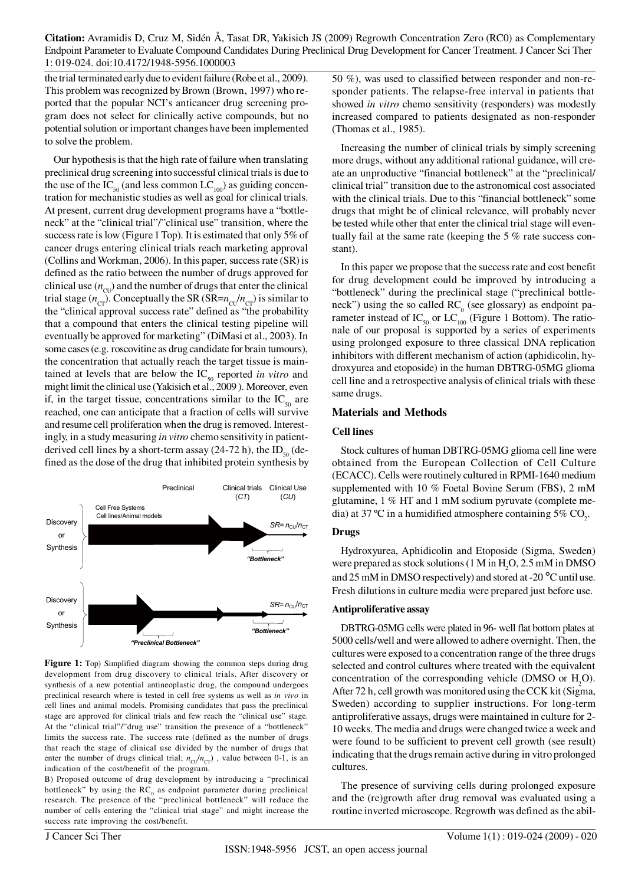the trial terminated early due to evident failure (Robe et al., 2009). This problem was recognized by Brown (Brown, 1997) who reported that the popular NCI's anticancer drug screening program does not select for clinically active compounds, but no potential solution or important changes have been implemented to solve the problem.

Our hypothesis is that the high rate of failure when translating preclinical drug screening into successful clinical trials is due to the use of the $IC_{50}$ (and less common $LC_{100}$) as guiding concentration for mechanistic studies as well as goal for clinical trials. At present, current drug development programs have a "bottleneck" at the "clinical trial"/"clinical use" transition, where the success rate is low (Figure 1 Top). It is estimated that only 5% of cancer drugs entering clinical trials reach marketing approval (Collins and Workman, 2006). In this paper, success rate (SR) is defined as the ratio between the number of drugs approved for clinical use ($n_{CU}$) and the number of drugs that enter the clinical trial stage ($n_{CT}$). Conceptually the SR ($SR=n_{CU}/n_{CT}$) is similar to the "clinical approval success rate" defined as "the probability that a compound that enters the clinical testing pipeline will eventually be approved for marketing" (DiMasi et al., 2003). In some cases (e.g. roscovitine as drug candidate for brain tumours), the concentration that actually reach the target tissue is maintained at levels that are below the $IC_{50}$ reported *in vitro* and might limit the clinical use (Yakisich et al., 2009 ). Moreover, even if, in the target tissue, concentrations similar to the $IC_{50}$ are reached, one can anticipate that a fraction of cells will survive and resume cell proliferation when the drug is removed. Interestingly, in a study measuring *in vitro* chemo sensitivity in patient-derived cell lines by a short-term assay (24-72 h), the $ID_{50}$ (defined as the dose of the drug that inhibited protein synthesis by 50 %), was used to classified between responder and non-responder patients. The relapse-free interval in patients that showed *in vitro* chemo sensitivity (responders) was modestly increased compared to patients designated as non-responder (Thomas et al., 1985).

**Figure 1:** Top) Simplified diagram showing the common steps during drug development from drug discovery to clinical trials. After discovery or synthesis of a new potential antineoplastic drug, the compound undergoes preclinical research where is tested in cell free systems as well as *in vivo* in cell lines and animal models. Promising candidates that pass the preclinical stage are approved for clinical trials and few reach the "clinical use" stage. At the "clinical trial"/"drug use" transition the presence of a "bottleneck" limits the success rate. The success rate (defined as the number of drugs that reach the stage of clinical use divided by the number of drugs that enter the number of drugs clinical trial; $n_{CU}/n_{CT}$) , value between 0-1, is an indication of the cost/benefit of the program.
B) Proposed outcome of drug development by introducing a "preclinical bottleneck" by using the $RC_0$ as endpoint parameter during preclinical research. The presence of the "preclinical bottleneck" will reduce the number of cells entering the "clinical trial stage" and might increase the success rate improving the cost/benefit.

Increasing the number of clinical trials by simply screening more drugs, without any additional rational guidance, will create an unproductive "financial bottleneck" at the "preclinical/clinical trial" transition due to the astronomical cost associated with the clinical trials. Due to this "financial bottleneck" some drugs that might be of clinical relevance, will probably never be tested while other that enter the clinical trial stage will eventually fail at the same rate (keeping the 5 % rate success constant).

In this paper we propose that the success rate and cost benefit for drug development could be improved by introducing a "bottleneck" during the preclinical stage ("preclinical bottleneck") using the so called $RC_0$ (see glossary) as endpoint parameter instead of $IC_{50}$ or $LC_{100}$ (Figure 1 Bottom). The rationale of our proposal is supported by a series of experiments using prolonged exposure to three classical DNA replication inhibitors with different mechanism of action (aphidicolin, hydroxyurea and etoposide) in the human DBTRG-05MG glioma cell line and a retrospective analysis of clinical trials with these same drugs.

## Materials and Methods

### Cell lines

Stock cultures of human DBTRG-05MG glioma cell line were obtained from the European Collection of Cell Culture (ECACC). Cells were routinely cultured in RPMI-1640 medium supplemented with 10 % Foetal Bovine Serum (FBS), 2 mM glutamine, 1 % HT and 1 mM sodium pyruvate (complete media) at 37 ºC in a humidified atmosphere containing 5% $CO_2$.

### Drugs

Hydroxyurea, Aphidicolin and Etoposide (Sigma, Sweden) were prepared as stock solutions (1 M in $H_2O$, 2.5 mM in DMSO and 25 mM in DMSO respectively) and stored at -20 °C until use. Fresh dilutions in culture media were prepared just before use.

### Antiproliferative assay

DBTRG-05MG cells were plated in 96- well flat bottom plates at 5000 cells/well and were allowed to adhere overnight. Then, the cultures were exposed to a concentration range of the three drugs selected and control cultures where treated with the equivalent concentration of the corresponding vehicle (DMSO or $H_2O$). After 72 h, cell growth was monitored using the CCK kit (Sigma, Sweden) according to supplier instructions. For long-term antiproliferative assays, drugs were maintained in culture for 2-10 weeks. The media and drugs were changed twice a week and were found to be sufficient to prevent cell growth (see result) indicating that the drugs remain active during in vitro prolonged cultures.

The presence of surviving cells during prolonged exposure and the (re)growth after drug removal was evaluated using a routine inverted microscope. Regrowth was defined as the abil-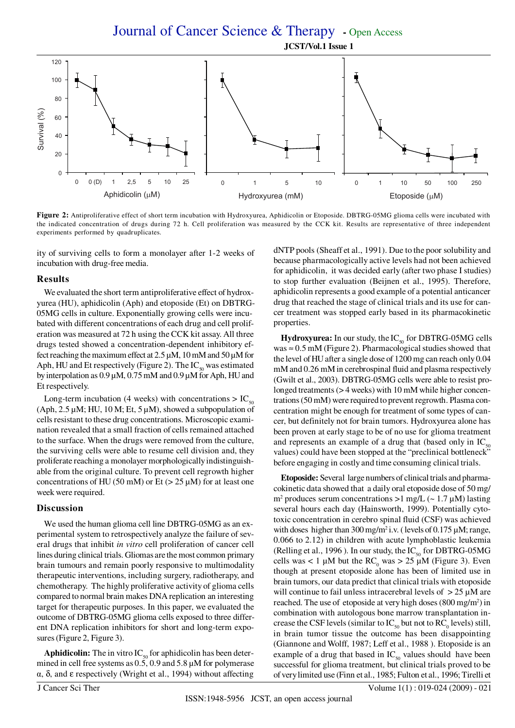**Figure 2:** Antiproliferative effect of short term incubation with Hydroxyurea, Aphidicolin or Etoposide. DBTRG-05MG glioma cells were incubated with the indicated concentration of drugs during 72 h. Cell proliferation was measured by the CCK kit. Results are representative of three independent experiments performed by quadruplicates.

ity of surviving cells to form a monolayer after 1-2 weeks of incubation with drug-free media.

## Results

We evaluated the short term antiproliferative effect of hydroxyurea (HU), aphidicolin (Aph) and etoposide (Et) on DBTRG-05MG cells in culture. Exponentially growing cells were incubated with different concentrations of each drug and cell proliferation was measured at 72 h using the CCK kit assay. All three drugs tested showed a concentration-dependent inhibitory effect reaching the maximum effect at 2.5 µM, 10 mM and 50 µM for Aph, HU and Et respectively (Figure 2). The $IC_{50}$ was estimated by interpolation as 0.9 µM, 0.75 mM and 0.9 µM for Aph, HU and Et respectively.

Long-term incubation (4 weeks) with concentrations > $IC_{50}$ (Aph, 2.5 µM; HU, 10 M; Et, 5 µM), showed a subpopulation of cells resistant to these drug concentrations. Microscopic examination revealed that a small fraction of cells remained attached to the surface. When the drugs were removed from the culture, the surviving cells were able to resume cell division and, they proliferate reaching a monolayer morphologically indistinguishable from the original culture. To prevent cell regrowth higher concentrations of HU (50 mM) or Et (> 25 µM) for at least one week were required.

## Discussion

We used the human glioma cell line DBTRG-05MG as an experimental system to retrospectively analyze the failure of several drugs that inhibit *in vitro* cell proliferation of cancer cell lines during clinical trials. Gliomas are the most common primary brain tumours and remain poorly responsive to multimodality therapeutic interventions, including surgery, radiotherapy, and chemotherapy. The highly proliferative activity of glioma cells compared to normal brain makes DNA replication an interesting target for therapeutic purposes. In this paper, we evaluated the outcome of DBTRG-05MG glioma cells exposed to three different DNA replication inhibitors for short and long-term exposures (Figure 2, Figure 3).

**Aphidicolin:** The in vitro $IC_{50}$ for aphidicolin has been determined in cell free systems as 0.5, 0.9 and 5.8 µM for polymerase α, δ, and ε respectively (Wright et al., 1994) without affecting dNTP pools (Sheaff et al., 1991). Due to the poor solubility and because pharmacologically active levels had not been achieved for aphidicolin, it was decided early (after two phase I studies) to stop further evaluation (Beijnen et al., 1995). Therefore, aphidicolin represents a good example of a potential anticancer drug that reached the stage of clinical trials and its use for cancer treatment was stopped early based in its pharmacokinetic properties.

**Hydroxyurea:** In our study, the $IC_{50}$ for DBTRG-05MG cells was ≈ 0.5 mM (Figure 2). Pharmacological studies showed that the level of HU after a single dose of 1200 mg can reach only 0.04 mM and 0.26 mM in cerebrospinal fluid and plasma respectively (Gwilt et al., 2003). DBTRG-05MG cells were able to resist prolonged treatments (> 4 weeks) with 10 mM while higher concentrations (50 mM) were required to prevent regrowth. Plasma concentration might be enough for treatment of some types of cancer, but definitely not for brain tumors. Hydroxyurea alone has been proven at early stage to be of no use for glioma treatment and represents an example of a drug that (based only in $IC_{50}$ values) could have been stopped at the "preclinical bottleneck" before engaging in costly and time consuming clinical trials.

**Etoposide:** Several large numbers of clinical trials and pharmacokinetic data showed that a daily oral etoposide dose of 50 mg/m$^2$ produces serum concentrations >1 mg/L (~ 1.7 µM) lasting several hours each day (Hainsworth, 1999). Potentially cytotoxic concentration in cerebro spinal fluid (CSF) was achieved with doses higher than 300 mg/m$^2$ i.v. ( levels of 0.175 µM; range, 0.066 to 2.12) in children with acute lymphoblastic leukemia (Relling et al., 1996 ). In our study, the $IC_{50}$ for DBTRG-05MG cells was < 1 µM but the $RC_0$ was > 25 µM (Figure 3). Even though at present etoposide alone has been of limited use in brain tumors, our data predict that clinical trials with etoposide will continue to fail unless intracerebral levels of > 25 µM are reached. The use of etoposide at very high doses (800 mg/m$^2$) in combination with autologous bone marrow transplantation increase the CSF levels (similar to $IC_{50}$ but not to $RC_0$ levels) still, in brain tumor tissue the outcome has been disappointing (Giannone and Wolff, 1987; Leff et al., 1988 ). Etoposide is an example of a drug that based in $IC_{50}$ values should have been successful for glioma treatment, but clinical trials proved to be of very limited use (Finn et al., 1985; Fulton et al., 1996; Tirelli et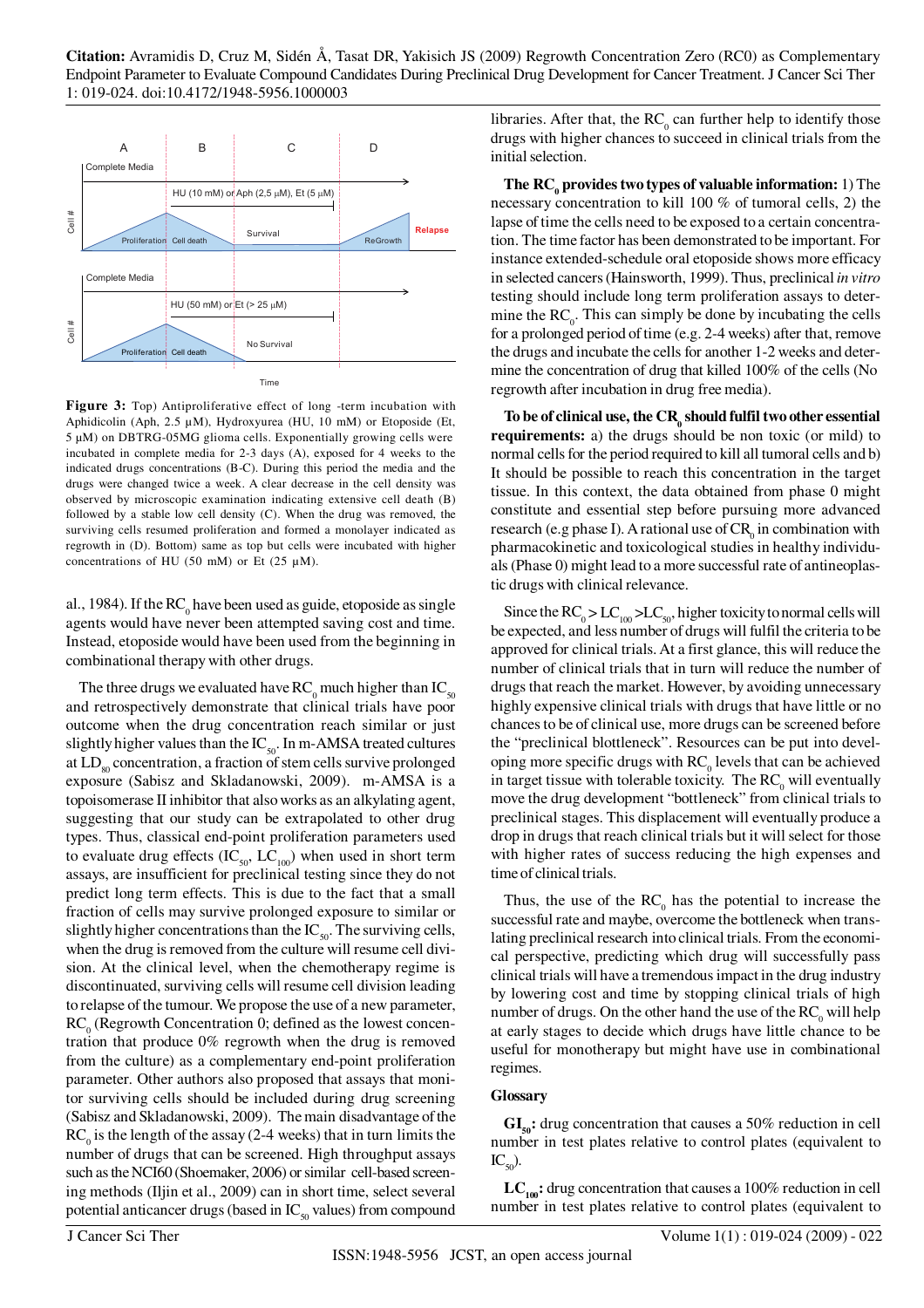**Figure 3:** Top) Antiproliferative effect of long -term incubation with Aphidicolin (Aph, 2.5 µM), Hydroxyurea (HU, 10 mM) or Etoposide (Et, 5 µM) on DBTRG-05MG glioma cells. Exponentially growing cells were incubated in complete media for 2-3 days (A), exposed for 4 weeks to the indicated drugs concentrations (B-C). During this period the media and the drugs were changed twice a week. A clear decrease in the cell density was observed by microscopic examination indicating extensive cell death (B) followed by a stable low cell density (C). When the drug was removed, the surviving cells resumed proliferation and formed a monolayer indicated as regrowth in (D). Bottom) same as top but cells were incubated with higher concentrations of HU (50 mM) or Et (25 µM).

al., 1984). If the $RC_0$ have been used as guide, etoposide as single agents would have never been attempted saving cost and time. Instead, etoposide would have been used from the beginning in combinational therapy with other drugs.

The three drugs we evaluated have $RC_0$ much higher than $IC_{50}$ and retrospectively demonstrate that clinical trials have poor outcome when the drug concentration reach similar or just slightly higher values than the $IC_{50}$. In m-AMSA treated cultures at $LD_{80}$ concentration, a fraction of stem cells survive prolonged exposure (Sabisz and Skladanowski, 2009). m-AMSA is a topoisomerase II inhibitor that also works as an alkylating agent, suggesting that our study can be extrapolated to other drug types. Thus, classical end-point proliferation parameters used to evaluate drug effects ($IC_{50}$, $LC_{100}$) when used in short term assays, are insufficient for preclinical testing since they do not predict long term effects. This is due to the fact that a small fraction of cells may survive prolonged exposure to similar or slightly higher concentrations than the $IC_{50}$. The surviving cells, when the drug is removed from the culture will resume cell division. At the clinical level, when the chemotherapy regime is discontinuated, surviving cells will resume cell division leading to relapse of the tumour. We propose the use of a new parameter, $RC_0$ (Regrowth Concentration 0; defined as the lowest concentration that produce 0% regrowth when the drug is removed from the culture) as a complementary end-point proliferation parameter. Other authors also proposed that assays that monitor surviving cells should be included during drug screening (Sabisz and Skladanowski, 2009). The main disadvantage of the $RC_0$ is the length of the assay (2-4 weeks) that in turn limits the number of drugs that can be screened. High throughput assays such as the NCI60 (Shoemaker, 2006) or similar cell-based screening methods (Iljin et al., 2009) can in short time, select several potential anticancer drugs (based in $IC_{50}$ values) from compound libraries. After that, the $RC_0$ can further help to identify those drugs with higher chances to succeed in clinical trials from the initial selection.

**The $RC_0$ provides two types of valuable information:** 1) The necessary concentration to kill 100 % of tumoral cells, 2) the lapse of time the cells need to be exposed to a certain concentration. The time factor has been demonstrated to be important. For instance extended-schedule oral etoposide shows more efficacy in selected cancers (Hainsworth, 1999). Thus, preclinical *in vitro* testing should include long term proliferation assays to determine the $RC_0$. This can simply be done by incubating the cells for a prolonged period of time (e.g. 2-4 weeks) after that, remove the drugs and incubate the cells for another 1-2 weeks and determine the concentration of drug that killed 100% of the cells (No regrowth after incubation in drug free media).

**To be of clinical use, the $CR_0$ should fulfil two other essential requirements:** a) the drugs should be non toxic (or mild) to normal cells for the period required to kill all tumoral cells and b) It should be possible to reach this concentration in the target tissue. In this context, the data obtained from phase 0 might constitute and essential step before pursuing more advanced research (e.g phase I). A rational use of $CR_0$ in combination with pharmacokinetic and toxicological studies in healthy individuals (Phase 0) might lead to a more successful rate of antineoplastic drugs with clinical relevance.

Since the $RC_0 > LC_{100} > LC_{50}$, higher toxicity to normal cells will be expected, and less number of drugs will fulfil the criteria to be approved for clinical trials. At a first glance, this will reduce the number of clinical trials that in turn will reduce the number of drugs that reach the market. However, by avoiding unnecessary highly expensive clinical trials with drugs that have little or no chances to be of clinical use, more drugs can be screened before the "preclinical blottleneck". Resources can be put into developing more specific drugs with $RC_0$ levels that can be achieved in target tissue with tolerable toxicity. The $RC_0$ will eventually move the drug development "bottleneck" from clinical trials to preclinical stages. This displacement will eventually produce a drop in drugs that reach clinical trials but it will select for those with higher rates of success reducing the high expenses and time of clinical trials.

Thus, the use of the $RC_0$ has the potential to increase the successful rate and maybe, overcome the bottleneck when translating preclinical research into clinical trials. From the economical perspective, predicting which drug will successfully pass clinical trials will have a tremendous impact in the drug industry by lowering cost and time by stopping clinical trials of high number of drugs. On the other hand the use of the $RC_0$ will help at early stages to decide which drugs have little chance to be useful for monotherapy but might have use in combinational regimes.

## Glossary

**$GI_{50}$:** drug concentration that causes a 50% reduction in cell number in test plates relative to control plates (equivalent to $IC_{50}$).

**$LC_{100}$:** drug concentration that causes a 100% reduction in cell number in test plates relative to control plates (equivalent to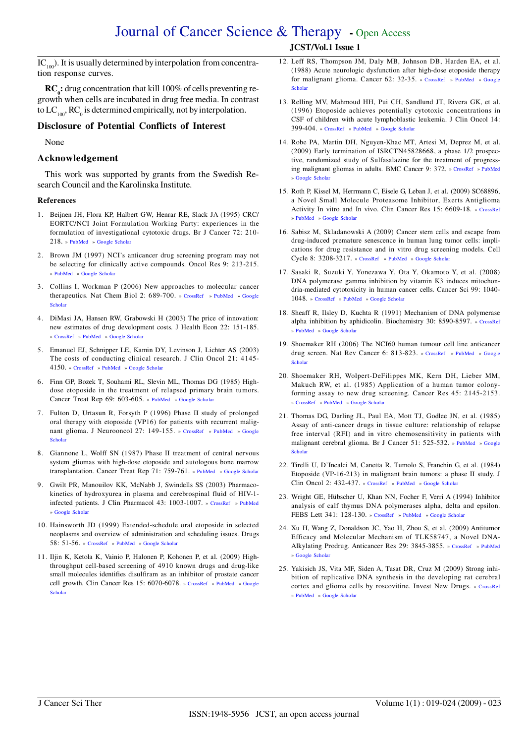$IC_{100}$). It is usually determined by interpolation from concentration response curves.

**$RC_0$:** drug concentration that kill 100% of cells preventing regrowth when cells are incubated in drug free media. In contrast to $LC_{100}$, $RC_0$ is determined empirically, not by interpolation.

## Disclosure of Potential Conflicts of Interest

None

## Acknowledgement

This work was supported by grants from the Swedish Research Council and the Karolinska Institute.

### References

1. Beijnen JH, Flora KP, Halbert GW, Henrar RE, Slack JA (1995) CRC/EORTC/NCI Joint Formulation Working Party: experiences in the formulation of investigational cytotoxic drugs. Br J Cancer 72: 210-218. » PubMed » Google Scholar
2. Brown JM (1997) NCI's anticancer drug screening program may not be selecting for clinically active compounds. Oncol Res 9: 213-215. » PubMed » Google Scholar
3. Collins I, Workman P (2006) New approaches to molecular cancer therapeutics. Nat Chem Biol 2: 689-700. » CrossRef » PubMed » Google Scholar
4. DiMasi JA, Hansen RW, Grabowski H (2003) The price of innovation: new estimates of drug development costs. J Health Econ 22: 151-185. » CrossRef » PubMed » Google Scholar
5. Emanuel EJ, Schnipper LE, Kamin DY, Levinson J, Lichter AS (2003) The costs of conducting clinical research. J Clin Oncol 21: 4145-4150. » CrossRef » PubMed » Google Scholar
6. Finn GP, Bozek T, Souhami RL, Slevin ML, Thomas DG (1985) High-dose etoposide in the treatment of relapsed primary brain tumors. Cancer Treat Rep 69: 603-605. » PubMed » Google Scholar
7. Fulton D, Urtasun R, Forsyth P (1996) Phase II study of prolonged oral therapy with etoposide (VP16) for patients with recurrent malignant glioma. J Neurooncol 27: 149-155. » CrossRef » PubMed » Google Scholar
8. Giannone L, Wolff SN (1987) Phase II treatment of central nervous system gliomas with high-dose etoposide and autologous bone marrow transplantation. Cancer Treat Rep 71: 759-761. » PubMed » Google Scholar
9. Gwilt PR, Manouilov KK, McNabb J, Swindells SS (2003) Pharmacokinetics of hydroxyurea in plasma and cerebrospinal fluid of HIV-1-infected patients. J Clin Pharmacol 43: 1003-1007. » CrossRef » PubMed » Google Scholar
10. Hainsworth JD (1999) Extended-schedule oral etoposide in selected neoplasms and overview of administration and scheduling issues. Drugs 58: 51-56. » CrossRef » PubMed » Google Scholar
11. Iljin K, Ketola K, Vainio P, Halonen P, Kohonen P, et al. (2009) High-throughput cell-based screening of 4910 known drugs and drug-like small molecules identifies disulfiram as an inhibitor of prostate cancer cell growth. Clin Cancer Res 15: 6070-6078. » CrossRef » PubMed » Google Scholar
12. Leff RS, Thompson JM, Daly MB, Johnson DB, Harden EA, et al. (1988) Acute neurologic dysfunction after high-dose etoposide therapy for malignant glioma. Cancer 62: 32-35. » CrossRef » PubMed » Google Scholar
13. Relling MV, Mahmoud HH, Pui CH, Sandlund JT, Rivera GK, et al. (1996) Etoposide achieves potentially cytotoxic concentrations in CSF of children with acute lymphoblastic leukemia. J Clin Oncol 14: 399-404. » CrossRef » PubMed » Google Scholar
14. Robe PA, Martin DH, Nguyen-Khac MT, Artesi M, Deprez M, et al. (2009) Early termination of ISRCTN45828668, a phase 1/2 prospective, randomized study of Sulfasalazine for the treatment of progressing malignant gliomas in adults. BMC Cancer 9: 372. » CrossRef » PubMed » Google Scholar
15. Roth P, Kissel M, Herrmann C, Eisele G, Leban J, et al. (2009) SC68896, a Novel Small Molecule Proteasome Inhibitor, Exerts Antiglioma Activity In vitro and In vivo. Clin Cancer Res 15: 6609-18. » CrossRef » PubMed » Google Scholar
16. Sabisz M, Skladanowski A (2009) Cancer stem cells and escape from drug-induced premature senescence in human lung tumor cells: implications for drug resistance and in vitro drug screening models. Cell Cycle 8: 3208-3217. » CrossRef » PubMed » Google Scholar
17. Sasaki R, Suzuki Y, Yonezawa Y, Ota Y, Okamoto Y, et al. (2008) DNA polymerase gamma inhibition by vitamin K3 induces mitochondria-mediated cytotoxicity in human cancer cells. Cancer Sci 99: 1040-1048. » CrossRef » PubMed » Google Scholar
18. Sheaff R, Ilsley D, Kuchta R (1991) Mechanism of DNA polymerase alpha inhibition by aphidicolin. Biochemistry 30: 8590-8597. » CrossRef » PubMed » Google Scholar
19. Shoemaker RH (2006) The NCI60 human tumour cell line anticancer drug screen. Nat Rev Cancer 6: 813-823. » CrossRef » PubMed » Google Scholar
20. Shoemaker RH, Wolpert-DeFilippes MK, Kern DH, Lieber MM, Makuch RW, et al. (1985) Application of a human tumor colony-forming assay to new drug screening. Cancer Res 45: 2145-2153. » CrossRef » PubMed » Google Scholar
21. Thomas DG, Darling JL, Paul EA, Mott TJ, Godlee JN, et al. (1985) Assay of anti-cancer drugs in tissue culture: relationship of relapse free interval (RFI) and in vitro chemosensitivity in patients with malignant cerebral glioma. Br J Cancer 51: 525-532. » PubMed » Google Scholar
22. Tirelli U, D'Incalci M, Canetta R, Tumolo S, Franchin G, et al. (1984) Etoposide (VP-16-213) in malignant brain tumors: a phase II study. J Clin Oncol 2: 432-437. » CrossRef » PubMed » Google Scholar
23. Wright GE, Hübscher U, Khan NN, Focher F, Verri A (1994) Inhibitor analysis of calf thymus DNA polymerases alpha, delta and epsilon. FEBS Lett 341: 128-130. » CrossRef » PubMed » Google Scholar
24. Xu H, Wang Z, Donaldson JC, Yao H, Zhou S, et al. (2009) Antitumor Efficacy and Molecular Mechanism of TLK58747, a Novel DNA-Alkylating Prodrug. Anticancer Res 29: 3845-3855. » CrossRef » PubMed » Google Scholar
25. Yakisich JS, Vita MF, Siden A, Tasat DR, Cruz M (2009) Strong inhibition of replicative DNA synthesis in the developing rat cerebral cortex and glioma cells by roscovitine. Invest New Drugs. » CrossRef » PubMed » Google Scholar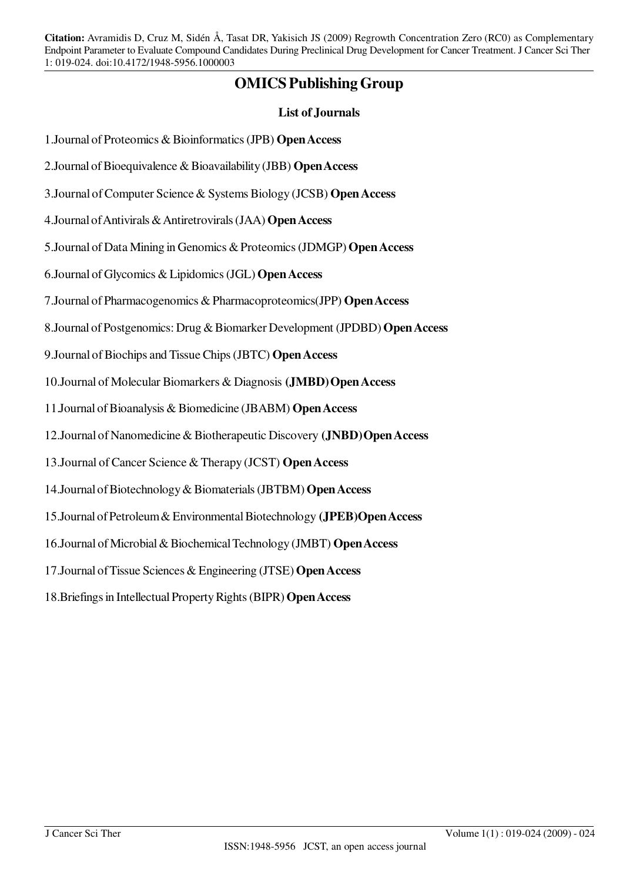**Citation:** Avramidis D, Cruz M, Sidén Å, Tasat DR, Yakisich JS (2009) Regrowth Concentration Zero (RC0) as Complementary Endpoint Parameter to Evaluate Compound Candidates During Preclinical Drug Development for Cancer Treatment. J Cancer Sci Ther 1: 019-024. doi:10.4172/1948-5956.1000003

# OMICS Publishing Group

### List of Journals

1.Journal of Proteomics & Bioinformatics (JPB) **Open Access**

2.Journal of Bioequivalence & Bioavailability (JBB) **Open Access**

3.Journal of Computer Science & Systems Biology (JCSB) **Open Access**

4.Journal of Antivirals & Antiretrovirals (JAA) **Open Access**

5.Journal of Data Mining in Genomics & Proteomics (JDMGP) **Open Access**

6.Journal of Glycomics & Lipidomics (JGL) **Open Access**

7.Journal of Pharmacogenomics & Pharmacoproteomics(JPP) **Open Access**

8.Journal of Postgenomics: Drug & Biomarker Development (JPDBD) **Open Access**

9.Journal of Biochips and Tissue Chips (JBTC) **Open Access**

10.Journal of Molecular Biomarkers & Diagnosis **(JMBD) Open Access**

11.Journal of Bioanalysis & Biomedicine (JBABM) **Open Access**

12.Journal of Nanomedicine & Biotherapeutic Discovery **(JNBD) Open Access**

13.Journal of Cancer Science & Therapy (JCST) **Open Access**

14.Journal of Biotechnology & Biomaterials (JBTBM) **Open Access**

15.Journal of Petroleum & Environmental Biotechnology **(JPEB) Open Access**

16.Journal of Microbial & Biochemical Technology (JMBT) **Open Access**

17.Journal of Tissue Sciences & Engineering (JTSE) **Open Access**

18.Briefings in Intellectual Property Rights (BIPR) **Open Access**